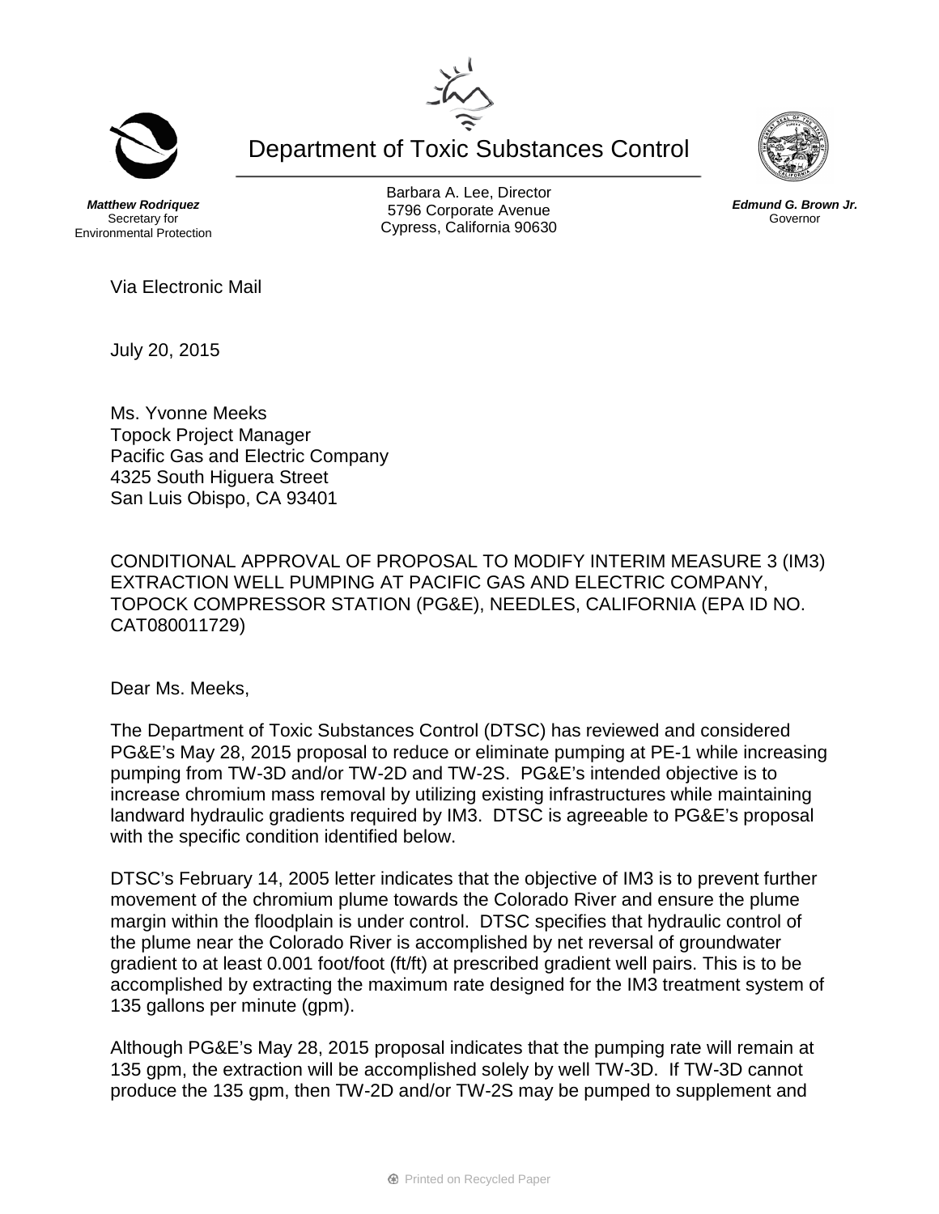Department of Toxic Substances Control

***Matthew Rodriquez***
Secretary for
Environmental Protection

Barbara A. Lee, Director
5796 Corporate Avenue
Cypress, California 90630

***Edmund G. Brown Jr.***
Governor

Via Electronic Mail

July 20, 2015

Ms. Yvonne Meeks
Topock Project Manager
Pacific Gas and Electric Company
4325 South Higuera Street
San Luis Obispo, CA 93401

CONDITIONAL APPROVAL OF PROPOSAL TO MODIFY INTERIM MEASURE 3 (IM3) EXTRACTION WELL PUMPING AT PACIFIC GAS AND ELECTRIC COMPANY, TOPOCK COMPRESSOR STATION (PG&E), NEEDLES, CALIFORNIA (EPA ID NO. CAT080011729)

Dear Ms. Meeks,

The Department of Toxic Substances Control (DTSC) has reviewed and considered PG&E's May 28, 2015 proposal to reduce or eliminate pumping at PE-1 while increasing pumping from TW-3D and/or TW-2D and TW-2S. PG&E's intended objective is to increase chromium mass removal by utilizing existing infrastructures while maintaining landward hydraulic gradients required by IM3. DTSC is agreeable to PG&E's proposal with the specific condition identified below.

DTSC's February 14, 2005 letter indicates that the objective of IM3 is to prevent further movement of the chromium plume towards the Colorado River and ensure the plume margin within the floodplain is under control. DTSC specifies that hydraulic control of the plume near the Colorado River is accomplished by net reversal of groundwater gradient to at least 0.001 foot/foot (ft/ft) at prescribed gradient well pairs. This is to be accomplished by extracting the maximum rate designed for the IM3 treatment system of 135 gallons per minute (gpm).

Although PG&E's May 28, 2015 proposal indicates that the pumping rate will remain at 135 gpm, the extraction will be accomplished solely by well TW-3D. If TW-3D cannot produce the 135 gpm, then TW-2D and/or TW-2S may be pumped to supplement and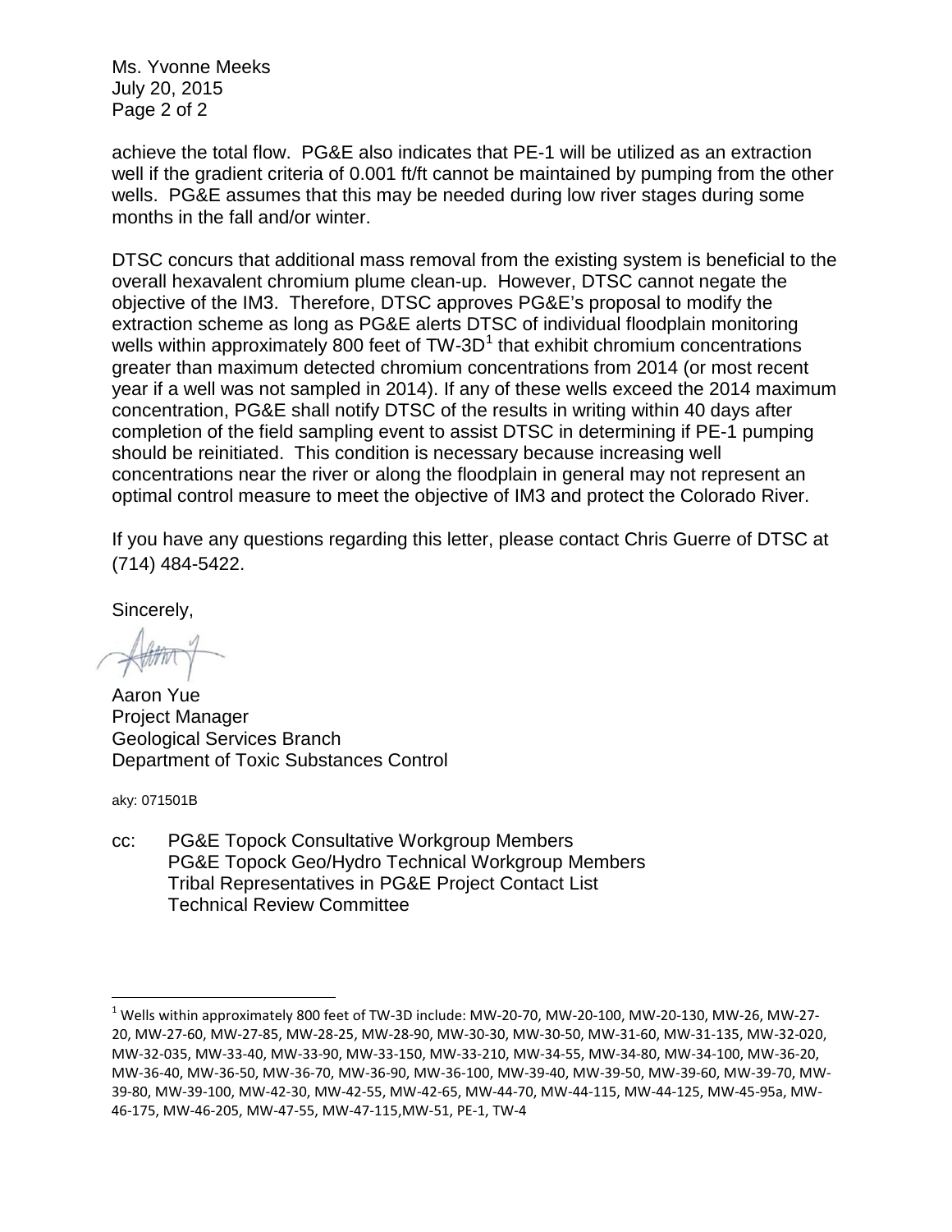Ms. Yvonne Meeks
July 20, 2015

achieve the total flow. PG&E also indicates that PE-1 will be utilized as an extraction well if the gradient criteria of 0.001 ft/ft cannot be maintained by pumping from the other wells. PG&E assumes that this may be needed during low river stages during some months in the fall and/or winter.

DTSC concurs that additional mass removal from the existing system is beneficial to the overall hexavalent chromium plume clean-up. However, DTSC cannot negate the objective of the IM3. Therefore, DTSC approves PG&E's proposal to modify the extraction scheme as long as PG&E alerts DTSC of individual floodplain monitoring wells within approximately 800 feet of TW-3D[1] that exhibit chromium concentrations greater than maximum detected chromium concentrations from 2014 (or most recent year if a well was not sampled in 2014). If any of these wells exceed the 2014 maximum concentration, PG&E shall notify DTSC of the results in writing within 40 days after completion of the field sampling event to assist DTSC in determining if PE-1 pumping should be reinitiated. This condition is necessary because increasing well concentrations near the river or along the floodplain in general may not represent an optimal control measure to meet the objective of IM3 and protect the Colorado River.

If you have any questions regarding this letter, please contact Chris Guerre of DTSC at (714) 484-5422.

Sincerely,

Aaron Yue
Project Manager
Geological Services Branch
Department of Toxic Substances Control

aky: 071501B

cc: PG&E Topock Consultative Workgroup Members
PG&E Topock Geo/Hydro Technical Workgroup Members
Tribal Representatives in PG&E Project Contact List
Technical Review Committee

[1] Wells within approximately 800 feet of TW-3D include: MW-20-70, MW-20-100, MW-20-130, MW-26, MW-27-20, MW-27-60, MW-27-85, MW-28-25, MW-28-90, MW-30-30, MW-30-50, MW-31-60, MW-31-135, MW-32-020, MW-32-035, MW-33-40, MW-33-90, MW-33-150, MW-33-210, MW-34-55, MW-34-80, MW-34-100, MW-36-20, MW-36-40, MW-36-50, MW-36-70, MW-36-90, MW-36-100, MW-39-40, MW-39-50, MW-39-60, MW-39-70, MW-39-80, MW-39-100, MW-42-30, MW-42-55, MW-42-65, MW-44-70, MW-44-115, MW-44-125, MW-45-95a, MW-46-175, MW-46-205, MW-47-55, MW-47-115,MW-51, PE-1, TW-4